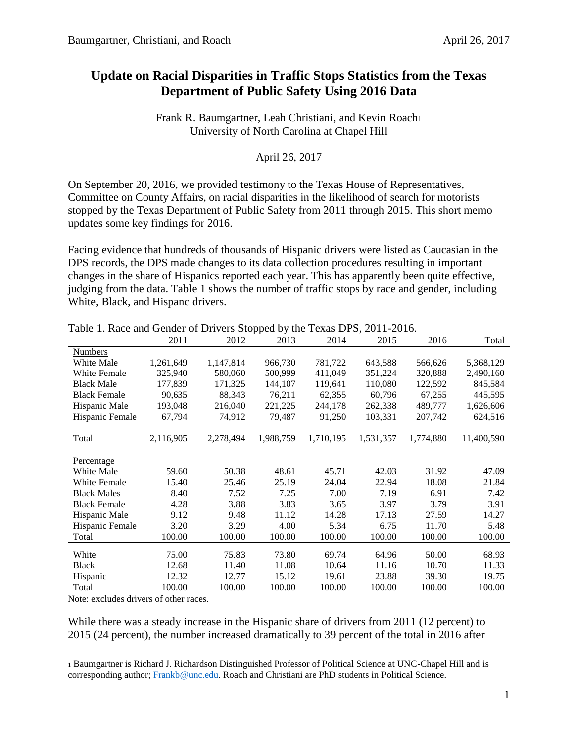# Update on Racial Disparities in Traffic Stops Statistics from the Texas Department of Public Safety Using 2016 Data

Frank R. Baumgartner, Leah Christiani, and Kevin Roach[1]
University of North Carolina at Chapel Hill

April 26, 2017

---

On September 20, 2016, we provided testimony to the Texas House of Representatives, Committee on County Affairs, on racial disparities in the likelihood of search for motorists stopped by the Texas Department of Public Safety from 2011 through 2015. This short memo updates some key findings for 2016.

Facing evidence that hundreds of thousands of Hispanic drivers were listed as Caucasian in the DPS records, the DPS made changes to its data collection procedures resulting in important changes in the share of Hispanics reported each year. This has apparently been quite effective, judging from the data. Table 1 shows the number of traffic stops by race and gender, including White, Black, and Hispanc drivers.

Table 1. Race and Gender of Drivers Stopped by the Texas DPS, 2011-2016.

| | 2011 | 2012 | 2013 | 2014 | 2015 | 2016 | Total |
|---|---|---|---|---|---|---|---|
| Numbers | | | | | | | |
| White Male | 1,261,649 | 1,147,814 | 966,730 | 781,722 | 643,588 | 566,626 | 5,368,129 |
| White Female | 325,940 | 580,060 | 500,999 | 411,049 | 351,224 | 320,888 | 2,490,160 |
| Black Male | 177,839 | 171,325 | 144,107 | 119,641 | 110,080 | 122,592 | 845,584 |
| Black Female | 90,635 | 88,343 | 76,211 | 62,355 | 60,796 | 67,255 | 445,595 |
| Hispanic Male | 193,048 | 216,040 | 221,225 | 244,178 | 262,338 | 489,777 | 1,626,606 |
| Hispanic Female | 67,794 | 74,912 | 79,487 | 91,250 | 103,331 | 207,742 | 624,516 |
| Total | 2,116,905 | 2,278,494 | 1,988,759 | 1,710,195 | 1,531,357 | 1,774,880 | 11,400,590 |
| Percentage | | | | | | | |
| White Male | 59.60 | 50.38 | 48.61 | 45.71 | 42.03 | 31.92 | 47.09 |
| White Female | 15.40 | 25.46 | 25.19 | 24.04 | 22.94 | 18.08 | 21.84 |
| Black Males | 8.40 | 7.52 | 7.25 | 7.00 | 7.19 | 6.91 | 7.42 |
| Black Female | 4.28 | 3.88 | 3.83 | 3.65 | 3.97 | 3.79 | 3.91 |
| Hispanic Male | 9.12 | 9.48 | 11.12 | 14.28 | 17.13 | 27.59 | 14.27 |
| Hispanic Female | 3.20 | 3.29 | 4.00 | 5.34 | 6.75 | 11.70 | 5.48 |
| Total | 100.00 | 100.00 | 100.00 | 100.00 | 100.00 | 100.00 | 100.00 |
| White | 75.00 | 75.83 | 73.80 | 69.74 | 64.96 | 50.00 | 68.93 |
| Black | 12.68 | 11.40 | 11.08 | 10.64 | 11.16 | 10.70 | 11.33 |
| Hispanic | 12.32 | 12.77 | 15.12 | 19.61 | 23.88 | 39.30 | 19.75 |
| Total | 100.00 | 100.00 | 100.00 | 100.00 | 100.00 | 100.00 | 100.00 |

Note: excludes drivers of other races.

While there was a steady increase in the Hispanic share of drivers from 2011 (12 percent) to 2015 (24 percent), the number increased dramatically to 39 percent of the total in 2016 after

---

[1] Baumgartner is Richard J. Richardson Distinguished Professor of Political Science at UNC-Chapel Hill and is corresponding author; Frankb@unc.edu. Roach and Christiani are PhD students in Political Science.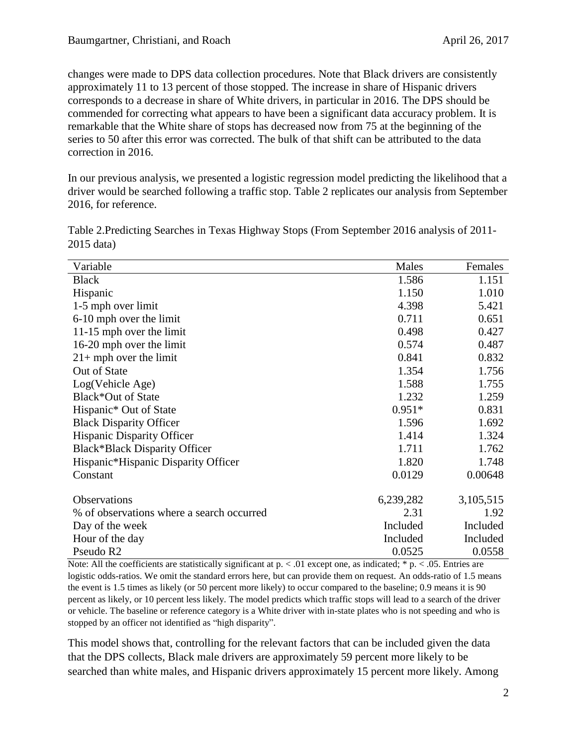changes were made to DPS data collection procedures. Note that Black drivers are consistently approximately 11 to 13 percent of those stopped. The increase in share of Hispanic drivers corresponds to a decrease in share of White drivers, in particular in 2016. The DPS should be commended for correcting what appears to have been a significant data accuracy problem. It is remarkable that the White share of stops has decreased now from 75 at the beginning of the series to 50 after this error was corrected. The bulk of that shift can be attributed to the data correction in 2016.

In our previous analysis, we presented a logistic regression model predicting the likelihood that a driver would be searched following a traffic stop. Table 2 replicates our analysis from September 2016, for reference.

Table 2.Predicting Searches in Texas Highway Stops (From September 2016 analysis of 2011-2015 data)

| Variable | Males | Females |
|---|---|---|
| Black | 1.586 | 1.151 |
| Hispanic | 1.150 | 1.010 |
| 1-5 mph over limit | 4.398 | 5.421 |
| 6-10 mph over the limit | 0.711 | 0.651 |
| 11-15 mph over the limit | 0.498 | 0.427 |
| 16-20 mph over the limit | 0.574 | 0.487 |
| 21+ mph over the limit | 0.841 | 0.832 |
| Out of State | 1.354 | 1.756 |
| Log(Vehicle Age) | 1.588 | 1.755 |
| Black*Out of State | 1.232 | 1.259 |
| Hispanic* Out of State | 0.951* | 0.831 |
| Black Disparity Officer | 1.596 | 1.692 |
| Hispanic Disparity Officer | 1.414 | 1.324 |
| Black*Black Disparity Officer | 1.711 | 1.762 |
| Hispanic*Hispanic Disparity Officer | 1.820 | 1.748 |
| Constant | 0.0129 | 0.00648 |
| | | |
| Observations | 6,239,282 | 3,105,515 |
| % of observations where a search occurred | 2.31 | 1.92 |
| Day of the week | Included | Included |
| Hour of the day | Included | Included |
| Pseudo R2 | 0.0525 | 0.0558 |

Note: All the coefficients are statistically significant at $p < .01$ except one, as indicated; * $p < .05$. Entries are logistic odds-ratios. We omit the standard errors here, but can provide them on request. An odds-ratio of 1.5 means the event is 1.5 times as likely (or 50 percent more likely) to occur compared to the baseline; 0.9 means it is 90 percent as likely, or 10 percent less likely. The model predicts which traffic stops will lead to a search of the driver or vehicle. The baseline or reference category is a White driver with in-state plates who is not speeding and who is stopped by an officer not identified as "high disparity".

This model shows that, controlling for the relevant factors that can be included given the data that the DPS collects, Black male drivers are approximately 59 percent more likely to be searched than white males, and Hispanic drivers approximately 15 percent more likely. Among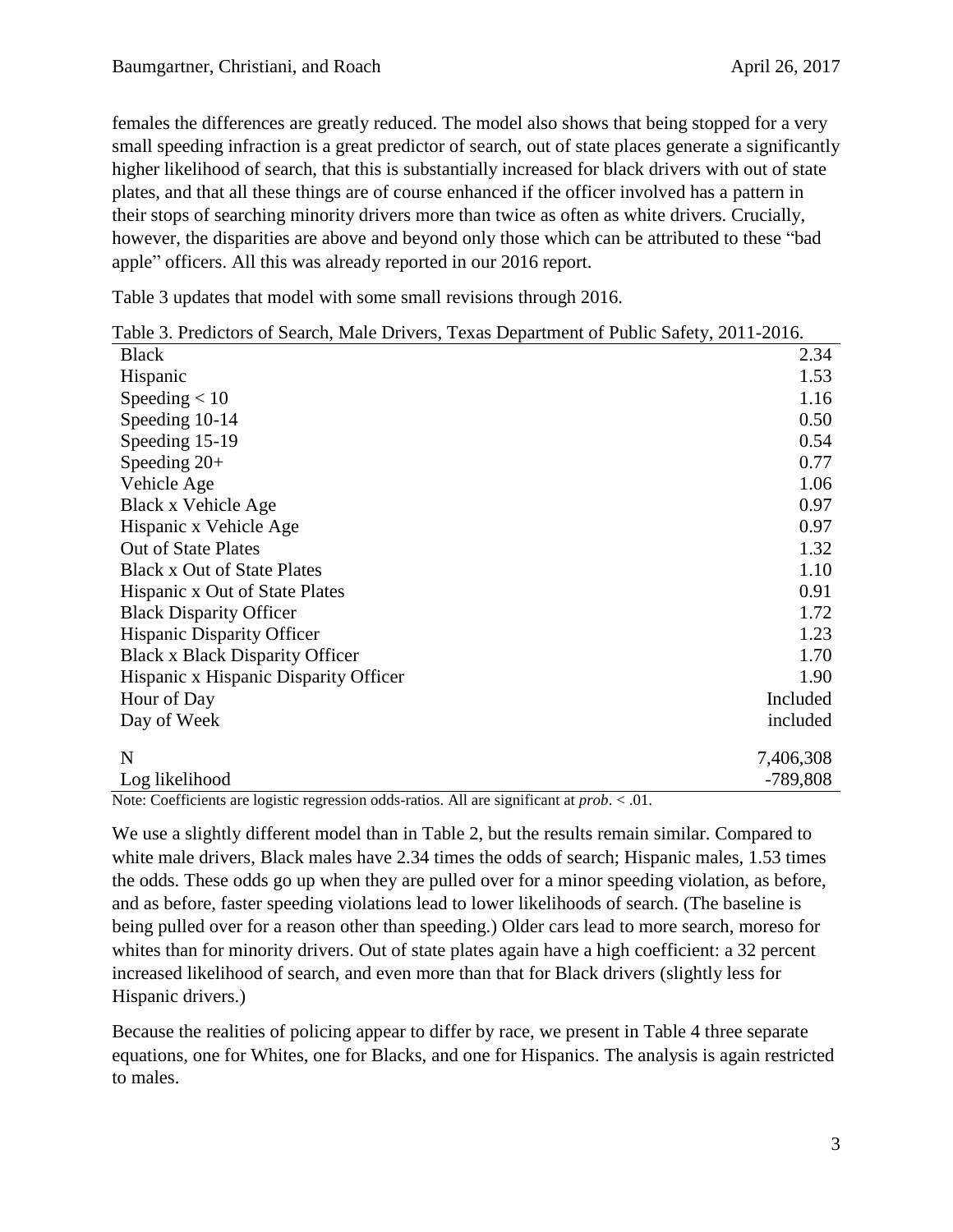females the differences are greatly reduced. The model also shows that being stopped for a very small speeding infraction is a great predictor of search, out of state places generate a significantly higher likelihood of search, that this is substantially increased for black drivers with out of state plates, and that all these things are of course enhanced if the officer involved has a pattern in their stops of searching minority drivers more than twice as often as white drivers. Crucially, however, the disparities are above and beyond only those which can be attributed to these "bad apple" officers. All this was already reported in our 2016 report.

Table 3 updates that model with some small revisions through 2016.

Table 3. Predictors of Search, Male Drivers, Texas Department of Public Safety, 2011-2016.

| | |
|---|---|
| Black | 2.34 |
| Hispanic | 1.53 |
| Speeding < 10 | 1.16 |
| Speeding 10-14 | 0.50 |
| Speeding 15-19 | 0.54 |
| Speeding 20+ | 0.77 |
| Vehicle Age | 1.06 |
| Black x Vehicle Age | 0.97 |
| Hispanic x Vehicle Age | 0.97 |
| Out of State Plates | 1.32 |
| Black x Out of State Plates | 1.10 |
| Hispanic x Out of State Plates | 0.91 |
| Black Disparity Officer | 1.72 |
| Hispanic Disparity Officer | 1.23 |
| Black x Black Disparity Officer | 1.70 |
| Hispanic x Hispanic Disparity Officer | 1.90 |
| Hour of Day | Included |
| Day of Week | included |
| N | 7,406,308 |
| Log likelihood | -789,808 |

Note: Coefficients are logistic regression odds-ratios. All are significant at *prob*. < .01.

We use a slightly different model than in Table 2, but the results remain similar. Compared to white male drivers, Black males have 2.34 times the odds of search; Hispanic males, 1.53 times the odds. These odds go up when they are pulled over for a minor speeding violation, as before, and as before, faster speeding violations lead to lower likelihoods of search. (The baseline is being pulled over for a reason other than speeding.) Older cars lead to more search, moreso for whites than for minority drivers. Out of state plates again have a high coefficient: a 32 percent increased likelihood of search, and even more than that for Black drivers (slightly less for Hispanic drivers.)

Because the realities of policing appear to differ by race, we present in Table 4 three separate equations, one for Whites, one for Blacks, and one for Hispanics. The analysis is again restricted to males.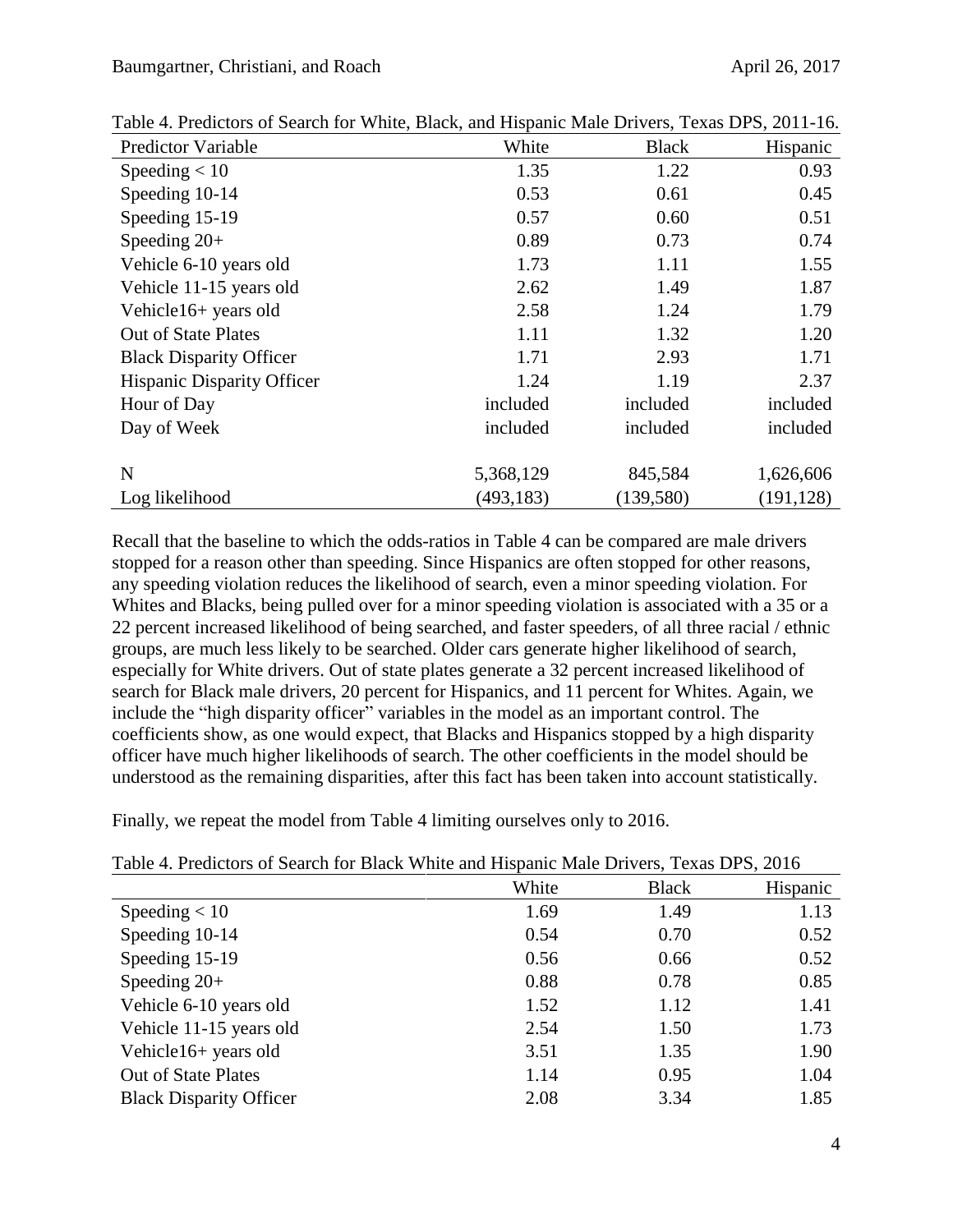Table 4. Predictors of Search for White, Black, and Hispanic Male Drivers, Texas DPS, 2011-16.

| Predictor Variable | White | Black | Hispanic |
|---|---|---|---|
| Speeding < 10 | 1.35 | 1.22 | 0.93 |
| Speeding 10-14 | 0.53 | 0.61 | 0.45 |
| Speeding 15-19 | 0.57 | 0.60 | 0.51 |
| Speeding 20+ | 0.89 | 0.73 | 0.74 |
| Vehicle 6-10 years old | 1.73 | 1.11 | 1.55 |
| Vehicle 11-15 years old | 2.62 | 1.49 | 1.87 |
| Vehicle16+ years old | 2.58 | 1.24 | 1.79 |
| Out of State Plates | 1.11 | 1.32 | 1.20 |
| Black Disparity Officer | 1.71 | 2.93 | 1.71 |
| Hispanic Disparity Officer | 1.24 | 1.19 | 2.37 |
| Hour of Day | included | included | included |
| Day of Week | included | included | included |
| | | | |
| N | 5,368,129 | 845,584 | 1,626,606 |
| Log likelihood | (493,183) | (139,580) | (191,128) |

Recall that the baseline to which the odds-ratios in Table 4 can be compared are male drivers stopped for a reason other than speeding. Since Hispanics are often stopped for other reasons, any speeding violation reduces the likelihood of search, even a minor speeding violation. For Whites and Blacks, being pulled over for a minor speeding violation is associated with a 35 or a 22 percent increased likelihood of being searched, and faster speeders, of all three racial / ethnic groups, are much less likely to be searched. Older cars generate higher likelihood of search, especially for White drivers. Out of state plates generate a 32 percent increased likelihood of search for Black male drivers, 20 percent for Hispanics, and 11 percent for Whites. Again, we include the "high disparity officer" variables in the model as an important control. The coefficients show, as one would expect, that Blacks and Hispanics stopped by a high disparity officer have much higher likelihoods of search. The other coefficients in the model should be understood as the remaining disparities, after this fact has been taken into account statistically.

Finally, we repeat the model from Table 4 limiting ourselves only to 2016.

Table 4. Predictors of Search for Black White and Hispanic Male Drivers, Texas DPS, 2016

| | White | Black | Hispanic |
|---|---|---|---|
| Speeding < 10 | 1.69 | 1.49 | 1.13 |
| Speeding 10-14 | 0.54 | 0.70 | 0.52 |
| Speeding 15-19 | 0.56 | 0.66 | 0.52 |
| Speeding 20+ | 0.88 | 0.78 | 0.85 |
| Vehicle 6-10 years old | 1.52 | 1.12 | 1.41 |
| Vehicle 11-15 years old | 2.54 | 1.50 | 1.73 |
| Vehicle16+ years old | 3.51 | 1.35 | 1.90 |
| Out of State Plates | 1.14 | 0.95 | 1.04 |
| Black Disparity Officer | 2.08 | 3.34 | 1.85 |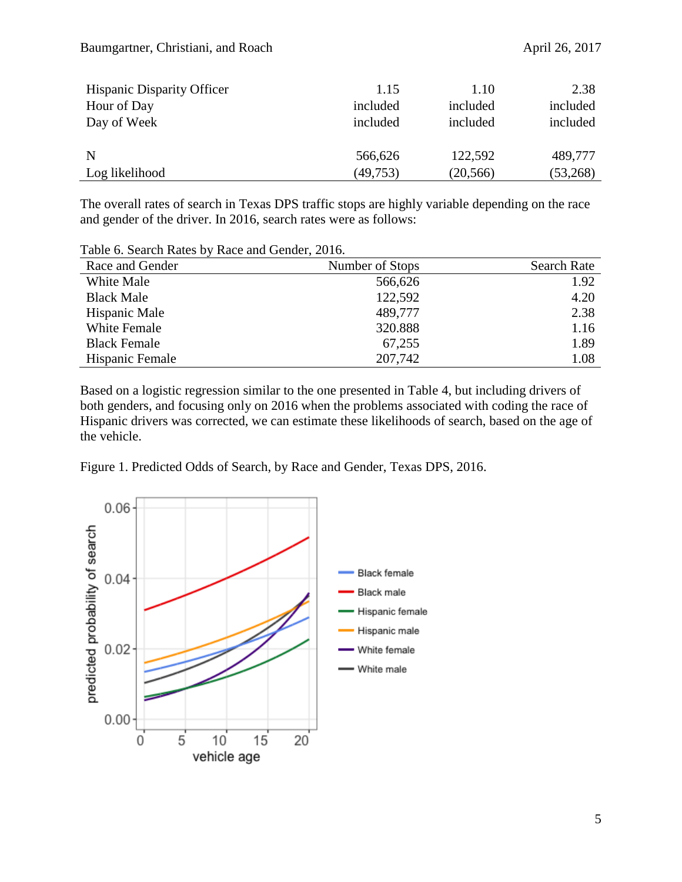| | | | |
|---|---|---|---|
| Hispanic Disparity Officer | 1.15 | 1.10 | 2.38 |
| Hour of Day | included | included | included |
| Day of Week | included | included | included |
| | | | |
| N | 566,626 | 122,592 | 489,777 |
| Log likelihood | (49,753) | (20,566) | (53,268) |

The overall rates of search in Texas DPS traffic stops are highly variable depending on the race and gender of the driver. In 2016, search rates were as follows:

Table 6. Search Rates by Race and Gender, 2016.

| Race and Gender | Number of Stops | Search Rate |
|---|---|---|
| White Male | 566,626 | 1.92 |
| Black Male | 122,592 | 4.20 |
| Hispanic Male | 489,777 | 2.38 |
| White Female | 320.888 | 1.16 |
| Black Female | 67,255 | 1.89 |
| Hispanic Female | 207,742 | 1.08 |

Based on a logistic regression similar to the one presented in Table 4, but including drivers of both genders, and focusing only on 2016 when the problems associated with coding the race of Hispanic drivers was corrected, we can estimate these likelihoods of search, based on the age of the vehicle.

Figure 1. Predicted Odds of Search, by Race and Gender, Texas DPS, 2016.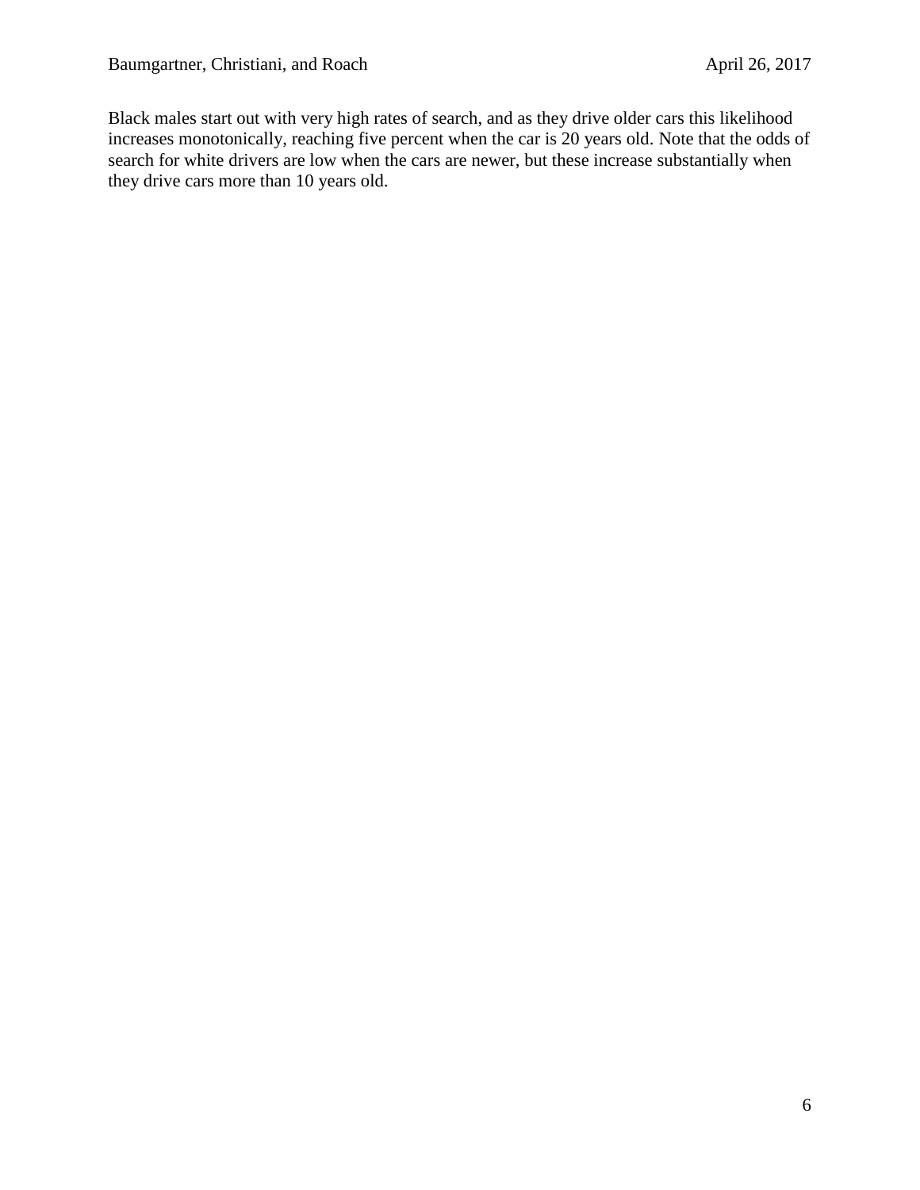Black males start out with very high rates of search, and as they drive older cars this likelihood increases monotonically, reaching five percent when the car is 20 years old. Note that the odds of search for white drivers are low when the cars are newer, but these increase substantially when they drive cars more than 10 years old.